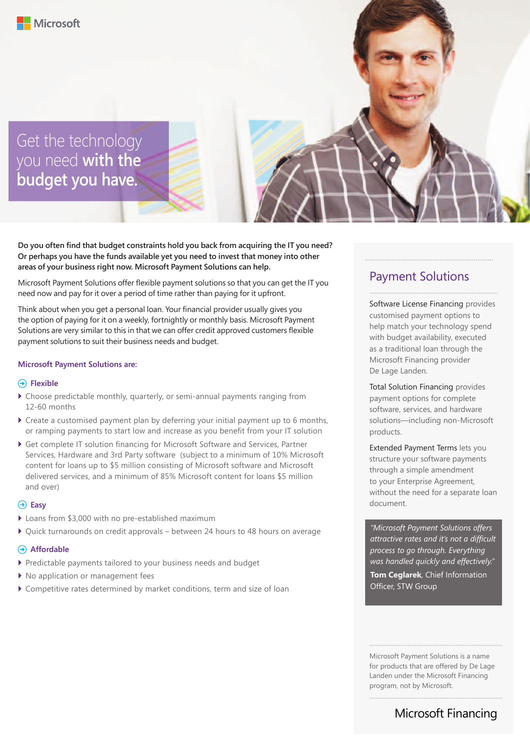Microsoft

# Get the technology you need **with the budget you have.**

**Do you often find that budget constraints hold you back from acquiring the IT you need? Or perhaps you have the funds available yet you need to invest that money into other areas of your business right now. Microsoft Payment Solutions can help.**

Microsoft Payment Solutions offer flexible payment solutions so that you can get the IT you need now and pay for it over a period of time rather than paying for it upfront.

Think about when you get a personal loan. Your financial provider usually gives you the option of paying for it on a weekly, fortnightly or monthly basis. Microsoft Payment Solutions are very similar to this in that we can offer credit approved customers flexible payment solutions to suit their business needs and budget.

## Microsoft Payment Solutions are:

### Flexible

- Choose predictable monthly, quarterly, or semi-annual payments ranging from 12-60 months
- Create a customised payment plan by deferring your initial payment up to 6 months, or ramping payments to start low and increase as you benefit from your IT solution
- Get complete IT solution financing for Microsoft Software and Services, Partner Services, Hardware and 3rd Party software (subject to a minimum of 10% Microsoft content for loans up to $5 million consisting of Microsoft software and Microsoft delivered services, and a minimum of 85% Microsoft content for loans $5 million and over)

### Easy

- Loans from $3,000 with no pre-established maximum
- Quick turnarounds on credit approvals – between 24 hours to 48 hours on average

### Affordable

- Predictable payments tailored to your business needs and budget
- No application or management fees
- Competitive rates determined by market conditions, term and size of loan

## Payment Solutions

Software License Financing provides customised payment options to help match your technology spend with budget availability, executed as a traditional loan through the Microsoft Financing provider De Lage Landen.

Total Solution Financing provides payment options for complete software, services, and hardware solutions—including non-Microsoft products.

Extended Payment Terms lets you structure your software payments through a simple amendment to your Enterprise Agreement, without the need for a separate loan document.

*"Microsoft Payment Solutions offers attractive rates and it's not a difficult process to go through. Everything was handled quickly and effectively."*

**Tom Ceglarek**, Chief Information Officer, STW Group

Microsoft Payment Solutions is a name for products that are offered by De Lage Landen under the Microsoft Financing program, not by Microsoft.

Microsoft Financing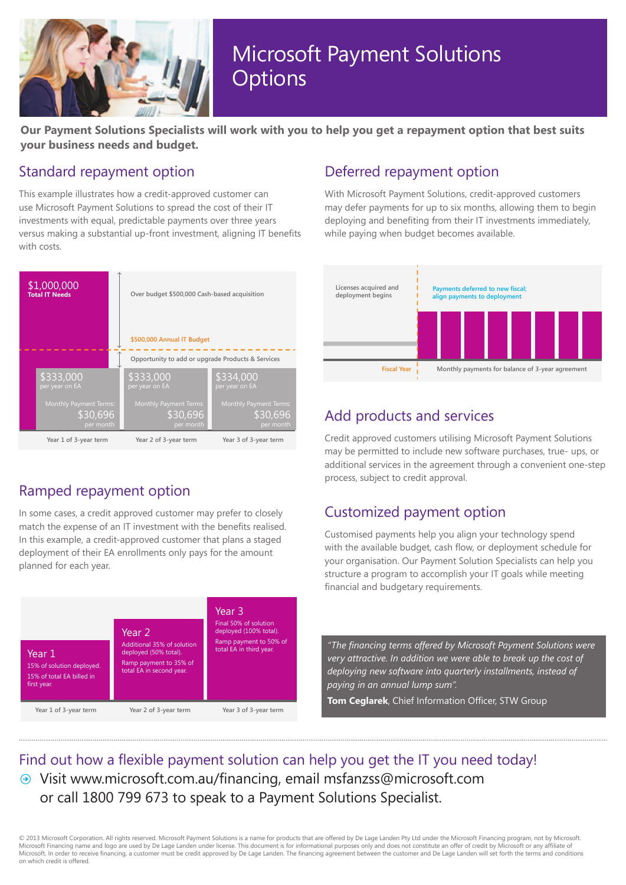# Microsoft Payment Solutions Options

**Our Payment Solutions Specialists will work with you to help you get a repayment option that best suits your business needs and budget.**

## Standard repayment option

This example illustrates how a credit-approved customer can use Microsoft Payment Solutions to spread the cost of their IT investments with equal, predictable payments over three years versus making a substantial up-front investment, aligning IT benefits with costs.

$1,000,000
Total IT Needs

Over budget $500,000 Cash-based acquisition

$500,000 Annual IT Budget

Opportunity to add or upgrade Products & Services

$333,000
per year on EA
Monthly Payment Terms:
$30,696
per month

$333,000
per year on EA
Monthly Payment Terms:
$30,696
per month

$334,000
per year on EA
Monthly Payment Terms:
$30,696
per month

Year 1 of 3-year term

Year 2 of 3-year term

Year 3 of 3-year term

## Ramped repayment option

In some cases, a credit approved customer may prefer to closely match the expense of an IT investment with the benefits realised. In this example, a credit-approved customer that plans a staged deployment of their EA enrollments only pays for the amount planned for each year.

Year 1
15% of solution deployed.
15% of total EA billed in first year.

Year 2
Additional 35% of solution deployed (50% total).
Ramp payment to 35% of total EA in second year.

Year 3
Final 50% of solution deployed (100% total).
Ramp payment to 50% of total EA in third year.

Year 1 of 3-year term

Year 2 of 3-year term

Year 3 of 3-year term

## Deferred repayment option

With Microsoft Payment Solutions, credit-approved customers may defer payments for up to six months, allowing them to begin deploying and benefiting from their IT investments immediately, while paying when budget becomes available.

Licenses acquired and deployment begins

Payments deferred to new fiscal; align payments to deployment

Fiscal Year

Monthly payments for balance of 3-year agreement

## Add products and services

Credit approved customers utilising Microsoft Payment Solutions may be permitted to include new software purchases, true- ups, or additional services in the agreement through a convenient one-step process, subject to credit approval.

## Customized payment option

Customised payments help you align your technology spend with the available budget, cash flow, or deployment schedule for your organisation. Our Payment Solution Specialists can help you structure a program to accomplish your IT goals while meeting financial and budgetary requirements.

*"The financing terms offered by Microsoft Payment Solutions were very attractive. In addition we were able to break up the cost of deploying new software into quarterly installments, instead of paying in an annual lump sum".*

**Tom Ceglarek**, Chief Information Officer, STW Group

## Find out how a flexible payment solution can help you get the IT you need today!

Visit www.microsoft.com.au/financing, email msfanzss@microsoft.com or call 1800 799 673 to speak to a Payment Solutions Specialist.

© 2013 Microsoft Corporation. All rights reserved. Microsoft Payment Solutions is a name for products that are offered by De Lage Landen Pty Ltd under the Microsoft Financing program, not by Microsoft. Microsoft Financing name and logo are used by De Lage Landen under license. This document is for informational purposes only and does not constitute an offer of credit by Microsoft or any affiliate of Microsoft. In order to receive financing, a customer must be credit approved by De Lage Landen. The financing agreement between the customer and De Lage Landen will set forth the terms and conditions on which credit is offered.